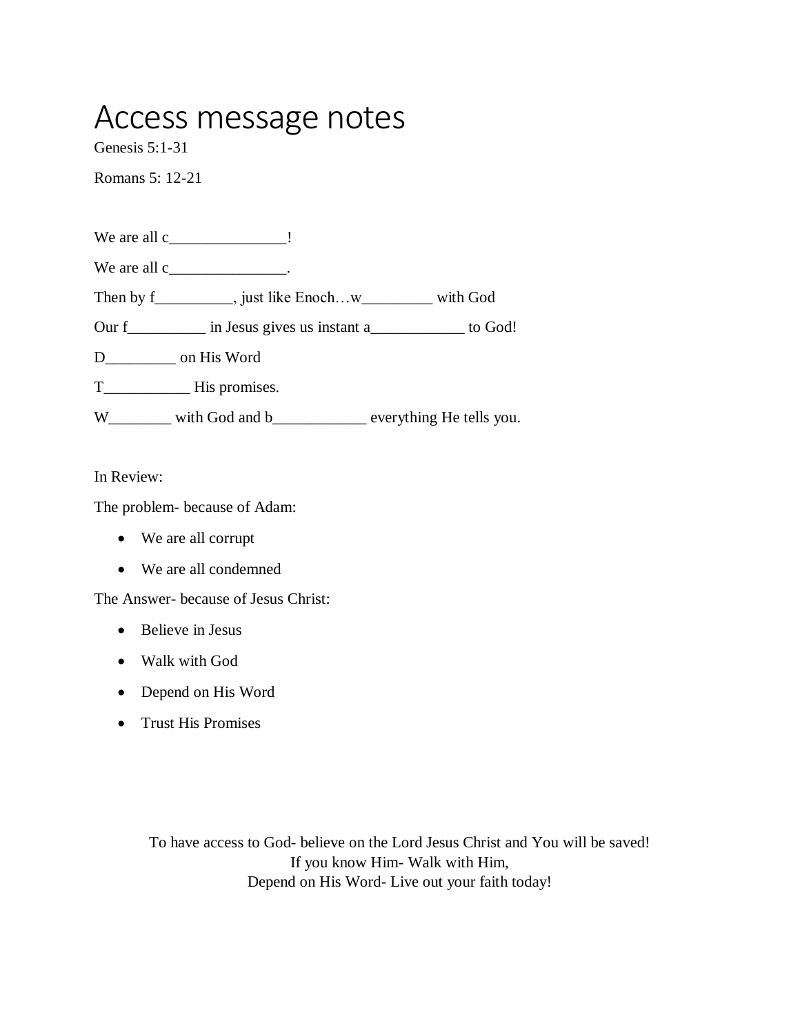# Access message notes

Genesis 5:1-31

Romans 5: 12-21

We are all c_______________!

We are all c_______________.

Then by f__________, just like Enoch…w_________ with God

Our f__________ in Jesus gives us instant a____________ to God!

D_________ on His Word

T___________ His promises.

W________ with God and b____________ everything He tells you.

In Review:

The problem- because of Adam:

- We are all corrupt
- We are all condemned

The Answer- because of Jesus Christ:

- Believe in Jesus
- Walk with God
- Depend on His Word
- Trust His Promises

To have access to God- believe on the Lord Jesus Christ and You will be saved!
If you know Him- Walk with Him,
Depend on His Word- Live out your faith today!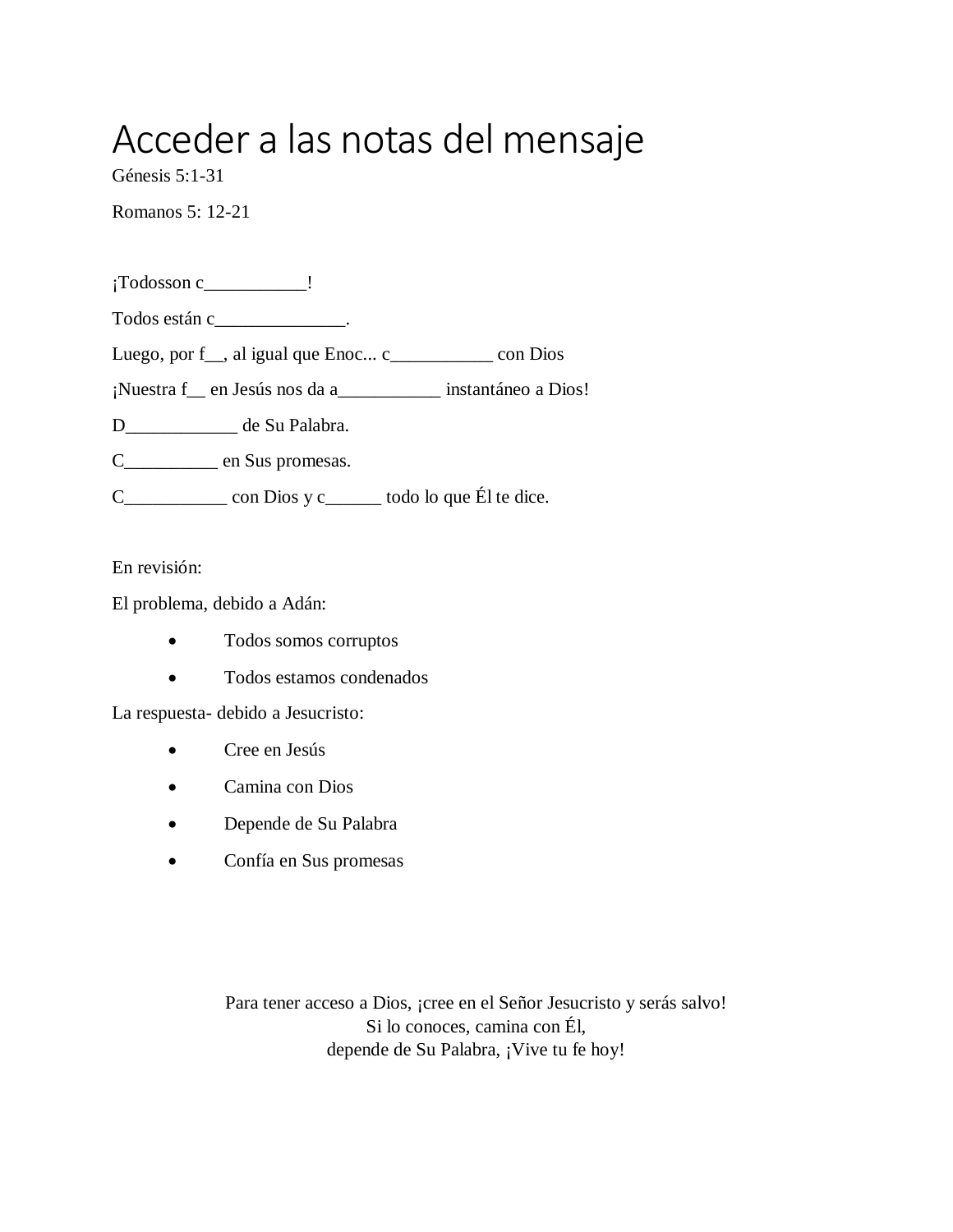# Acceder a las notas del mensaje

Génesis 5:1-31

Romanos 5: 12-21

¡Todosson c___________!

Todos están c______________.

Luego, por f__, al igual que Enoc... c___________ con Dios

¡Nuestra f__ en Jesús nos da a___________ instantáneo a Dios!

D____________ de Su Palabra.

C__________ en Sus promesas.

C___________ con Dios y c______ todo lo que Él te dice.

En revisión:

El problema, debido a Adán:

- Todos somos corruptos
- Todos estamos condenados

La respuesta- debido a Jesucristo:

- Cree en Jesús
- Camina con Dios
- Depende de Su Palabra
- Confía en Sus promesas

Para tener acceso a Dios, ¡cree en el Señor Jesucristo y serás salvo!
Si lo conoces, camina con Él,
depende de Su Palabra, ¡Vive tu fe hoy!